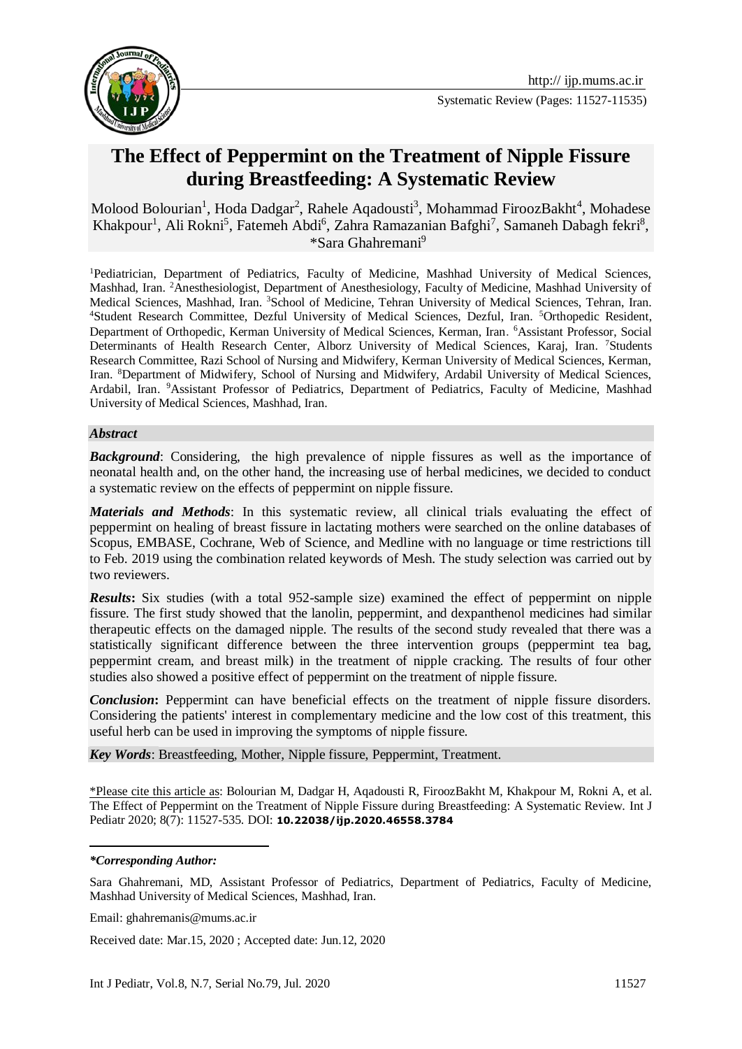# The Effect of Peppermint on the Treatment of Nipple Fissure during Breastfeeding: A Systematic Review

Molood Bolourian[1], Hoda Dadgar[2], Rahele Aqadousti[3], Mohammad FiroozBakht[4], Mohadese Khakpour[1], Ali Rokni[5], Fatemeh Abdi[6], Zahra Ramazanian Bafghi[7], Samaneh Dabagh fekri[8], *Sara Ghahremani[9]

[1]Pediatrician, Department of Pediatrics, Faculty of Medicine, Mashhad University of Medical Sciences, Mashhad, Iran. [2]Anesthesiologist, Department of Anesthesiology, Faculty of Medicine, Mashhad University of Medical Sciences, Mashhad, Iran. [3]School of Medicine, Tehran University of Medical Sciences, Tehran, Iran. [4]Student Research Committee, Dezful University of Medical Sciences, Dezful, Iran. [5]Orthopedic Resident, Department of Orthopedic, Kerman University of Medical Sciences, Kerman, Iran. [6]Assistant Professor, Social Determinants of Health Research Center, Alborz University of Medical Sciences, Karaj, Iran. [7]Students Research Committee, Razi School of Nursing and Midwifery, Kerman University of Medical Sciences, Kerman, Iran. [8]Department of Midwifery, School of Nursing and Midwifery, Ardabil University of Medical Sciences, Ardabil, Iran. [9]Assistant Professor of Pediatrics, Department of Pediatrics, Faculty of Medicine, Mashhad University of Medical Sciences, Mashhad, Iran.

## *Abstract*

***Background***: Considering, the high prevalence of nipple fissures as well as the importance of neonatal health and, on the other hand, the increasing use of herbal medicines, we decided to conduct a systematic review on the effects of peppermint on nipple fissure.

***Materials and Methods***: In this systematic review, all clinical trials evaluating the effect of peppermint on healing of breast fissure in lactating mothers were searched on the online databases of Scopus, EMBASE, Cochrane, Web of Science, and Medline with no language or time restrictions till to Feb. 2019 using the combination related keywords of Mesh. The study selection was carried out by two reviewers.

***Results*:** Six studies (with a total 952-sample size) examined the effect of peppermint on nipple fissure. The first study showed that the lanolin, peppermint, and dexpanthenol medicines had similar therapeutic effects on the damaged nipple. The results of the second study revealed that there was a statistically significant difference between the three intervention groups (peppermint tea bag, peppermint cream, and breast milk) in the treatment of nipple cracking. The results of four other studies also showed a positive effect of peppermint on the treatment of nipple fissure.

***Conclusion*:** Peppermint can have beneficial effects on the treatment of nipple fissure disorders. Considering the patients' interest in complementary medicine and the low cost of this treatment, this useful herb can be used in improving the symptoms of nipple fissure.

***Key Words***: Breastfeeding, Mother, Nipple fissure, Peppermint, Treatment.

\*Please cite this article as: Bolourian M, Dadgar H, Aqadousti R, FiroozBakht M, Khakpour M, Rokni A, et al. The Effect of Peppermint on the Treatment of Nipple Fissure during Breastfeeding: A Systematic Review. Int J Pediatr 2020; 8(7): 11527-535. DOI: **10.22038/ijp.2020.46558.3784**

***\*Corresponding Author:***

Sara Ghahremani, MD, Assistant Professor of Pediatrics, Department of Pediatrics, Faculty of Medicine, Mashhad University of Medical Sciences, Mashhad, Iran.

Email: ghahremanis@mums.ac.ir

Received date: Mar.15, 2020 ; Accepted date: Jun.12, 2020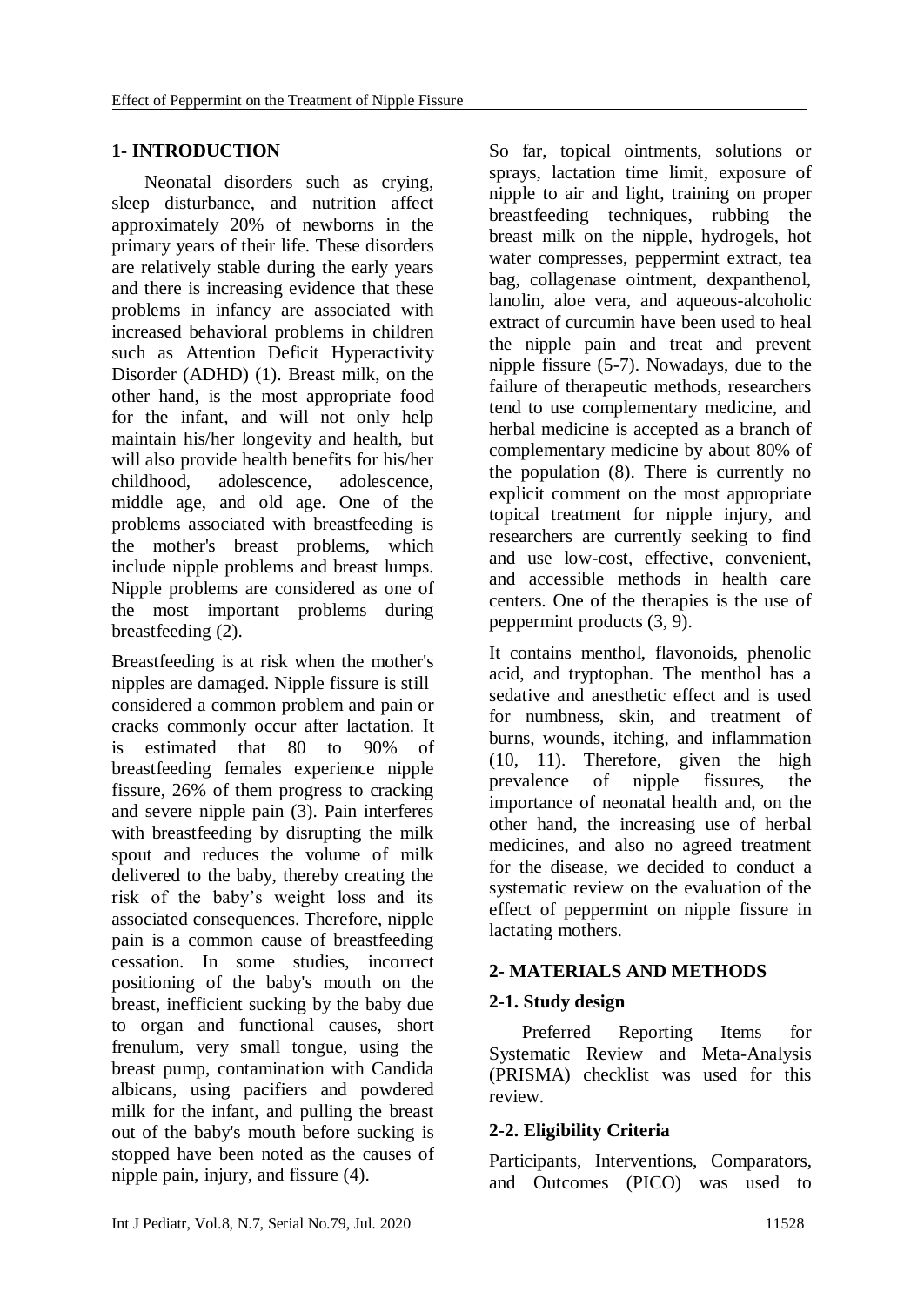## 1- INTRODUCTION

Neonatal disorders such as crying, sleep disturbance, and nutrition affect approximately 20% of newborns in the primary years of their life. These disorders are relatively stable during the early years and there is increasing evidence that these problems in infancy are associated with increased behavioral problems in children such as Attention Deficit Hyperactivity Disorder (ADHD) (1). Breast milk, on the other hand, is the most appropriate food for the infant, and will not only help maintain his/her longevity and health, but will also provide health benefits for his/her childhood, adolescence, adolescence, middle age, and old age. One of the problems associated with breastfeeding is the mother's breast problems, which include nipple problems and breast lumps. Nipple problems are considered as one of the most important problems during breastfeeding (2).

Breastfeeding is at risk when the mother's nipples are damaged. Nipple fissure is still considered a common problem and pain or cracks commonly occur after lactation. It is estimated that 80 to 90% of breastfeeding females experience nipple fissure, 26% of them progress to cracking and severe nipple pain (3). Pain interferes with breastfeeding by disrupting the milk spout and reduces the volume of milk delivered to the baby, thereby creating the risk of the baby's weight loss and its associated consequences. Therefore, nipple pain is a common cause of breastfeeding cessation. In some studies, incorrect positioning of the baby's mouth on the breast, inefficient sucking by the baby due to organ and functional causes, short frenulum, very small tongue, using the breast pump, contamination with Candida albicans, using pacifiers and powdered milk for the infant, and pulling the breast out of the baby's mouth before sucking is stopped have been noted as the causes of nipple pain, injury, and fissure (4).

So far, topical ointments, solutions or sprays, lactation time limit, exposure of nipple to air and light, training on proper breastfeeding techniques, rubbing the breast milk on the nipple, hydrogels, hot water compresses, peppermint extract, tea bag, collagenase ointment, dexpanthenol, lanolin, aloe vera, and aqueous-alcoholic extract of curcumin have been used to heal the nipple pain and treat and prevent nipple fissure (5-7). Nowadays, due to the failure of therapeutic methods, researchers tend to use complementary medicine, and herbal medicine is accepted as a branch of complementary medicine by about 80% of the population (8). There is currently no explicit comment on the most appropriate topical treatment for nipple injury, and researchers are currently seeking to find and use low-cost, effective, convenient, and accessible methods in health care centers. One of the therapies is the use of peppermint products (3, 9).

It contains menthol, flavonoids, phenolic acid, and tryptophan. The menthol has a sedative and anesthetic effect and is used for numbness, skin, and treatment of burns, wounds, itching, and inflammation (10, 11). Therefore, given the high prevalence of nipple fissures, the importance of neonatal health and, on the other hand, the increasing use of herbal medicines, and also no agreed treatment for the disease, we decided to conduct a systematic review on the evaluation of the effect of peppermint on nipple fissure in lactating mothers.

## 2- MATERIALS AND METHODS

### 2-1. Study design

Preferred Reporting Items for Systematic Review and Meta-Analysis (PRISMA) checklist was used for this review.

### 2-2. Eligibility Criteria

Participants, Interventions, Comparators, and Outcomes (PICO) was used to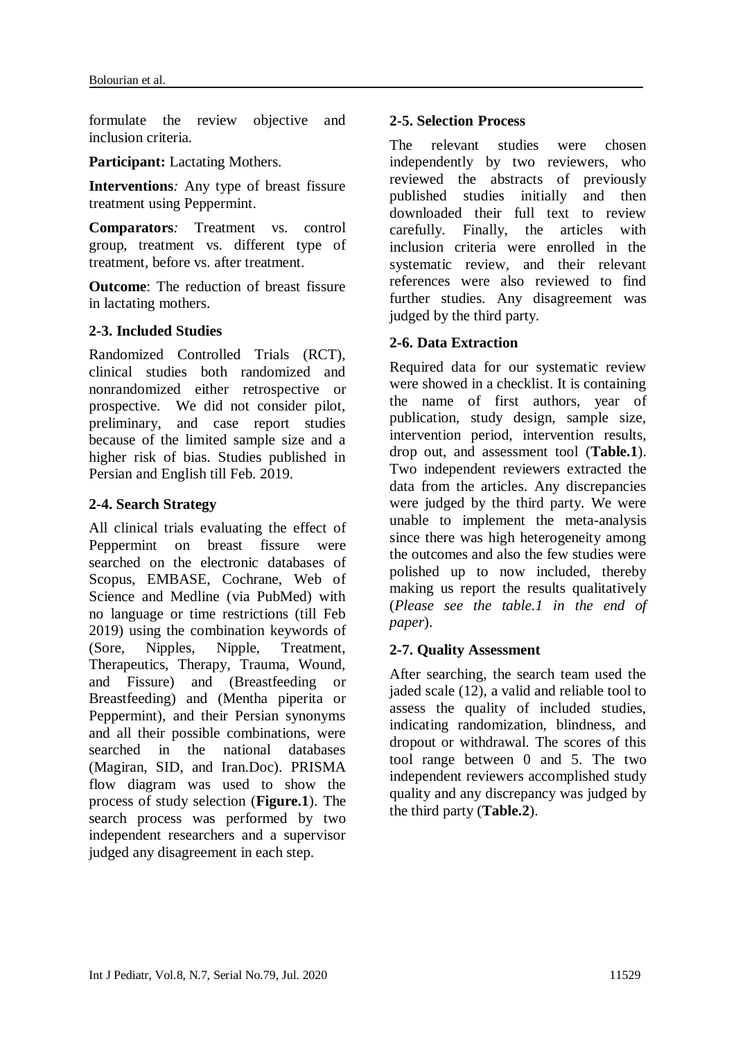formulate the review objective and inclusion criteria.

**Participant:** Lactating Mothers.

**Interventions***:* Any type of breast fissure treatment using Peppermint.

**Comparators***:* Treatment vs. control group, treatment vs. different type of treatment, before vs. after treatment.

**Outcome**: The reduction of breast fissure in lactating mothers.

### 2-3. Included Studies

Randomized Controlled Trials (RCT), clinical studies both randomized and nonrandomized either retrospective or prospective. We did not consider pilot, preliminary, and case report studies because of the limited sample size and a higher risk of bias. Studies published in Persian and English till Feb. 2019.

### 2-4. Search Strategy

All clinical trials evaluating the effect of Peppermint on breast fissure were searched on the electronic databases of Scopus, EMBASE, Cochrane, Web of Science and Medline (via PubMed) with no language or time restrictions (till Feb 2019) using the combination keywords of (Sore, Nipples, Nipple, Treatment, Therapeutics, Therapy, Trauma, Wound, and Fissure) and (Breastfeeding or Breastfeeding) and (Mentha piperita or Peppermint), and their Persian synonyms and all their possible combinations, were searched in the national databases (Magiran, SID, and Iran.Doc). PRISMA flow diagram was used to show the process of study selection (**Figure.1**). The search process was performed by two independent researchers and a supervisor judged any disagreement in each step.

### 2-5. Selection Process

The relevant studies were chosen independently by two reviewers, who reviewed the abstracts of previously published studies initially and then downloaded their full text to review carefully. Finally, the articles with inclusion criteria were enrolled in the systematic review, and their relevant references were also reviewed to find further studies. Any disagreement was judged by the third party.

### 2-6. Data Extraction

Required data for our systematic review were showed in a checklist. It is containing the name of first authors, year of publication, study design, sample size, intervention period, intervention results, drop out, and assessment tool (**Table.1**). Two independent reviewers extracted the data from the articles. Any discrepancies were judged by the third party. We were unable to implement the meta-analysis since there was high heterogeneity among the outcomes and also the few studies were polished up to now included, thereby making us report the results qualitatively (*Please see the table.1 in the end of paper*).

### 2-7. Quality Assessment

After searching, the search team used the jaded scale (12), a valid and reliable tool to assess the quality of included studies, indicating randomization, blindness, and dropout or withdrawal. The scores of this tool range between 0 and 5. The two independent reviewers accomplished study quality and any discrepancy was judged by the third party (**Table.2**).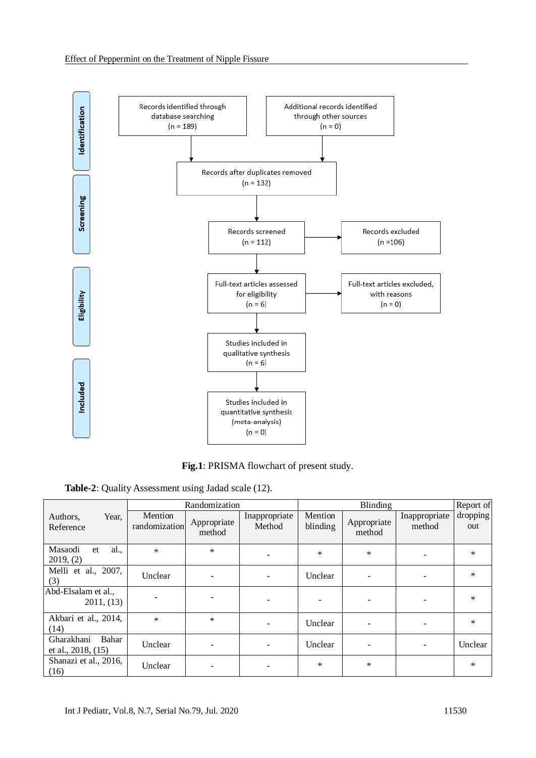**Identification**

Records identified through database searching (n = 189)

Additional records identified through other sources (n = 0)

Records after duplicates removed (n = 132)

**Screening**

Records screened (n =112)

Records excluded (n =106)

**Eligibility**

Full-text articles assessed for eligibility (n = 6)

Full-text articles excluded, with reasons (n = 0)

**Included**

Studies included in qualitative synthesis (n = 6)

Studies included in quantitative synthesis (meta-analysis) (n = 0)

**Fig.1**: PRISMA flowchart of present study.

**Table-2**: Quality Assessment using Jadad scale (12).

| Authors, Year, Reference | Randomization | | | Blinding | | | Report of dropping out |
|---|---|---|---|---|---|---|---|
| | Mention randomization | Appropriate method | Inappropriate Method | Mention blinding | Appropriate method | Inappropriate method | |
| Masaodi et al., 2019, (2) | * | * | - | * | * | - | * |
| Melli et al., 2007, (3) | Unclear | - | - | Unclear | - | - | * |
| Abd-Elsalam et al., 2011, (13) | - | - | - | - | - | - | * |
| Akbari et al., 2014, (14) | * | * | - | Unclear | - | - | * |
| Gharakhani Bahar et al., 2018, (15) | Unclear | - | - | Unclear | - | - | Unclear |
| Shanazi et al., 2016, (16) | Unclear | - | - | * | * | | * |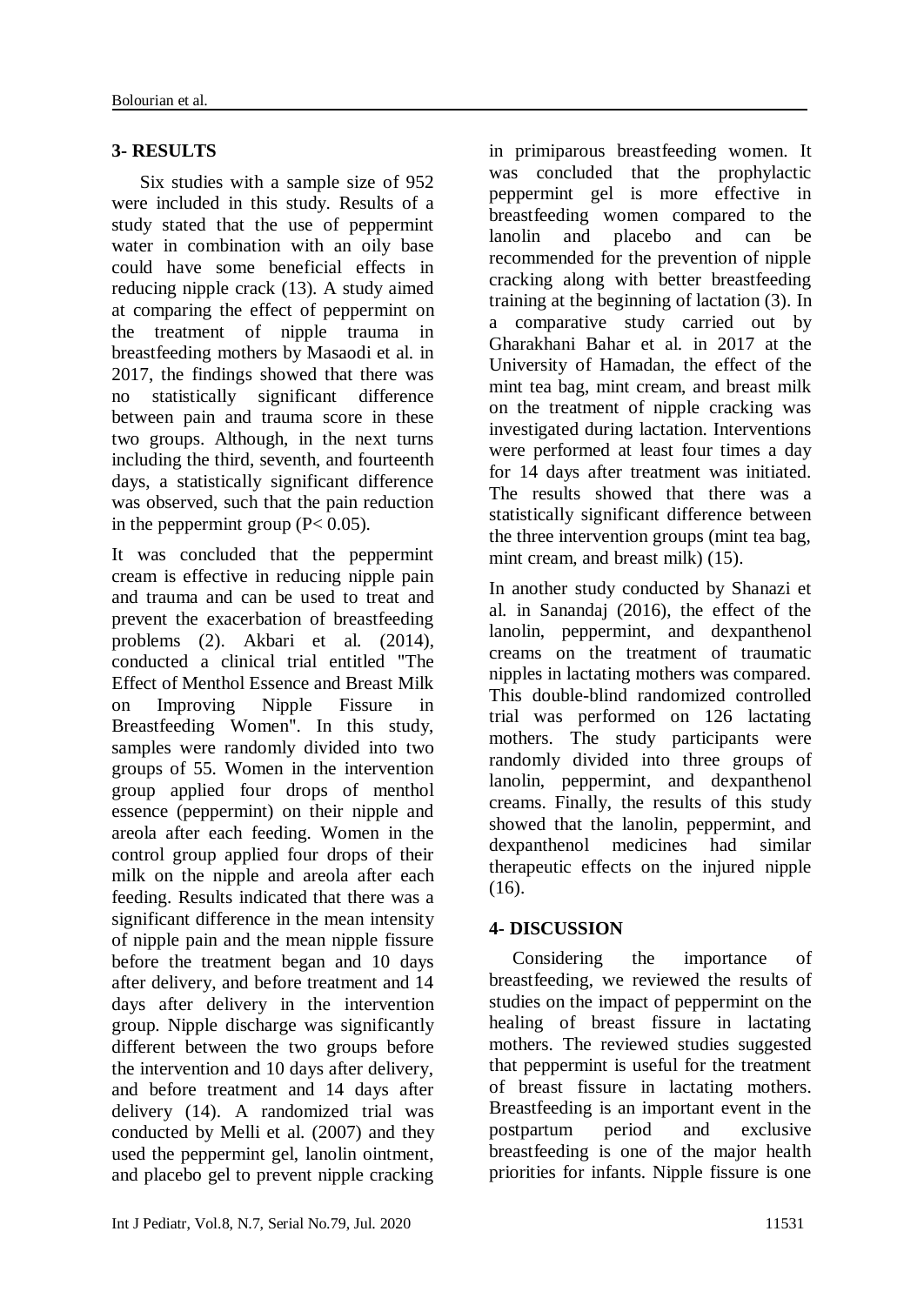## 3- RESULTS

Six studies with a sample size of 952 were included in this study. Results of a study stated that the use of peppermint water in combination with an oily base could have some beneficial effects in reducing nipple crack (13). A study aimed at comparing the effect of peppermint on the treatment of nipple trauma in breastfeeding mothers by Masaodi et al. in 2017, the findings showed that there was no statistically significant difference between pain and trauma score in these two groups. Although, in the next turns including the third, seventh, and fourteenth days, a statistically significant difference was observed, such that the pain reduction in the peppermint group ($P< 0.05$).

It was concluded that the peppermint cream is effective in reducing nipple pain and trauma and can be used to treat and prevent the exacerbation of breastfeeding problems (2). Akbari et al. (2014), conducted a clinical trial entitled "The Effect of Menthol Essence and Breast Milk on Improving Nipple Fissure in Breastfeeding Women". In this study, samples were randomly divided into two groups of 55. Women in the intervention group applied four drops of menthol essence (peppermint) on their nipple and areola after each feeding. Women in the control group applied four drops of their milk on the nipple and areola after each feeding. Results indicated that there was a significant difference in the mean intensity of nipple pain and the mean nipple fissure before the treatment began and 10 days after delivery, and before treatment and 14 days after delivery in the intervention group. Nipple discharge was significantly different between the two groups before the intervention and 10 days after delivery, and before treatment and 14 days after delivery (14). A randomized trial was conducted by Melli et al. (2007) and they used the peppermint gel, lanolin ointment, and placebo gel to prevent nipple cracking in primiparous breastfeeding women. It was concluded that the prophylactic peppermint gel is more effective in breastfeeding women compared to the lanolin and placebo and can be recommended for the prevention of nipple cracking along with better breastfeeding training at the beginning of lactation (3). In a comparative study carried out by Gharakhani Bahar et al. in 2017 at the University of Hamadan, the effect of the mint tea bag, mint cream, and breast milk on the treatment of nipple cracking was investigated during lactation. Interventions were performed at least four times a day for 14 days after treatment was initiated. The results showed that there was a statistically significant difference between the three intervention groups (mint tea bag, mint cream, and breast milk) (15).

In another study conducted by Shanazi et al. in Sanandaj (2016), the effect of the lanolin, peppermint, and dexpanthenol creams on the treatment of traumatic nipples in lactating mothers was compared. This double-blind randomized controlled trial was performed on 126 lactating mothers. The study participants were randomly divided into three groups of lanolin, peppermint, and dexpanthenol creams. Finally, the results of this study showed that the lanolin, peppermint, and dexpanthenol medicines had similar therapeutic effects on the injured nipple (16).

## 4- DISCUSSION

Considering the importance of breastfeeding, we reviewed the results of studies on the impact of peppermint on the healing of breast fissure in lactating mothers. The reviewed studies suggested that peppermint is useful for the treatment of breast fissure in lactating mothers. Breastfeeding is an important event in the postpartum period and exclusive breastfeeding is one of the major health priorities for infants. Nipple fissure is one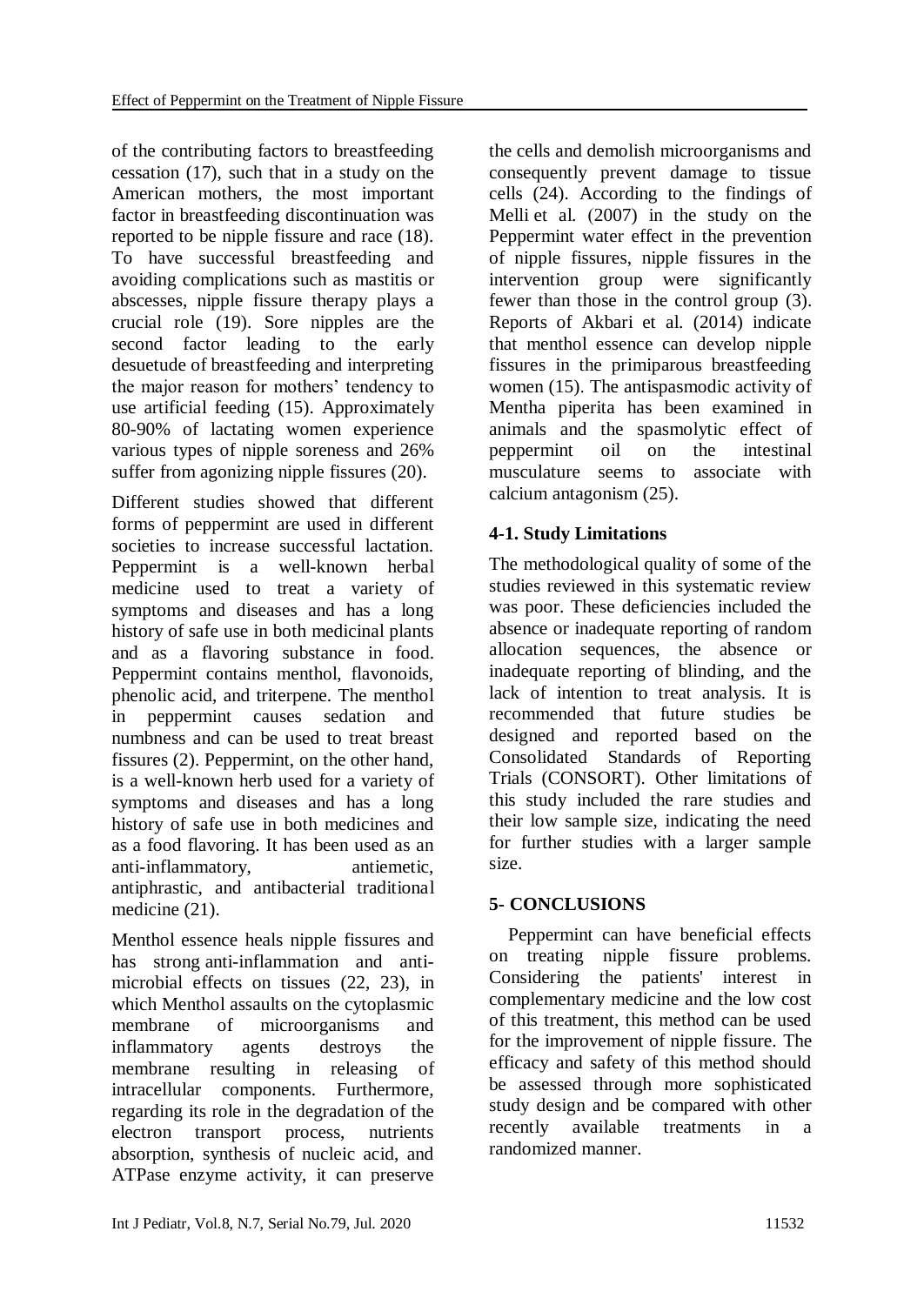of the contributing factors to breastfeeding cessation (17), such that in a study on the American mothers, the most important factor in breastfeeding discontinuation was reported to be nipple fissure and race (18). To have successful breastfeeding and avoiding complications such as mastitis or abscesses, nipple fissure therapy plays a crucial role (19). Sore nipples are the second factor leading to the early desuetude of breastfeeding and interpreting the major reason for mothers' tendency to use artificial feeding (15). Approximately 80-90% of lactating women experience various types of nipple soreness and 26% suffer from agonizing nipple fissures (20).

Different studies showed that different forms of peppermint are used in different societies to increase successful lactation. Peppermint is a well-known herbal medicine used to treat a variety of symptoms and diseases and has a long history of safe use in both medicinal plants and as a flavoring substance in food. Peppermint contains menthol, flavonoids, phenolic acid, and triterpene. The menthol in peppermint causes sedation and numbness and can be used to treat breast fissures (2). Peppermint, on the other hand, is a well-known herb used for a variety of symptoms and diseases and has a long history of safe use in both medicines and as a food flavoring. It has been used as an anti-inflammatory, antiemetic, antiphrastic, and antibacterial traditional medicine (21).

Menthol essence heals nipple fissures and has strong anti-inflammation and anti-microbial effects on tissues (22, 23), in which Menthol assaults on the cytoplasmic membrane of microorganisms and inflammatory agents destroys the membrane resulting in releasing of intracellular components. Furthermore, regarding its role in the degradation of the electron transport process, nutrients absorption, synthesis of nucleic acid, and ATPase enzyme activity, it can preserve the cells and demolish microorganisms and consequently prevent damage to tissue cells (24). According to the findings of Melli et al. (2007) in the study on the Peppermint water effect in the prevention of nipple fissures, nipple fissures in the intervention group were significantly fewer than those in the control group (3). Reports of Akbari et al. (2014) indicate that menthol essence can develop nipple fissures in the primiparous breastfeeding women (15). The antispasmodic activity of Mentha piperita has been examined in animals and the spasmolytic effect of peppermint oil on the intestinal musculature seems to associate with calcium antagonism (25).

## 4-1. Study Limitations

The methodological quality of some of the studies reviewed in this systematic review was poor. These deficiencies included the absence or inadequate reporting of random allocation sequences, the absence or inadequate reporting of blinding, and the lack of intention to treat analysis. It is recommended that future studies be designed and reported based on the Consolidated Standards of Reporting Trials (CONSORT). Other limitations of this study included the rare studies and their low sample size, indicating the need for further studies with a larger sample size.

## 5- CONCLUSIONS

Peppermint can have beneficial effects on treating nipple fissure problems. Considering the patients' interest in complementary medicine and the low cost of this treatment, this method can be used for the improvement of nipple fissure. The efficacy and safety of this method should be assessed through more sophisticated study design and be compared with other recently available treatments in a randomized manner.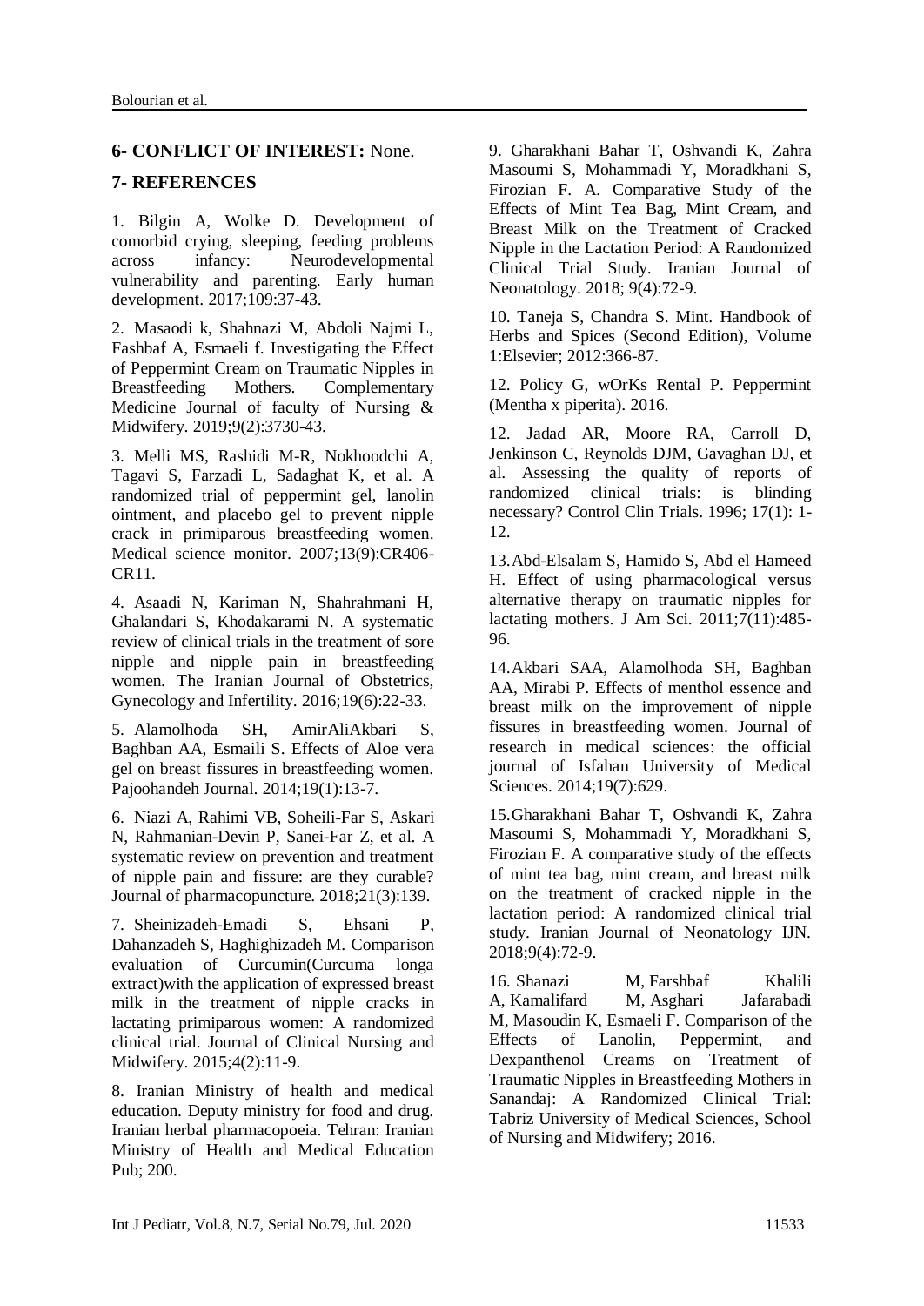## 6- CONFLICT OF INTEREST: None.

## 7- REFERENCES

1. Bilgin A, Wolke D. Development of comorbid crying, sleeping, feeding problems across infancy: Neurodevelopmental vulnerability and parenting. Early human development. 2017;109:37-43.

2. Masaodi k, Shahnazi M, Abdoli Najmi L, Fashbaf A, Esmaeli f. Investigating the Effect of Peppermint Cream on Traumatic Nipples in Breastfeeding Mothers. Complementary Medicine Journal of faculty of Nursing & Midwifery. 2019;9(2):3730-43.

3. Melli MS, Rashidi M-R, Nokhoodchi A, Tagavi S, Farzadi L, Sadaghat K, et al. A randomized trial of peppermint gel, lanolin ointment, and placebo gel to prevent nipple crack in primiparous breastfeeding women. Medical science monitor. 2007;13(9):CR406-CR11.

4. Asaadi N, Kariman N, Shahrahmani H, Ghalandari S, Khodakarami N. A systematic review of clinical trials in the treatment of sore nipple and nipple pain in breastfeeding women. The Iranian Journal of Obstetrics, Gynecology and Infertility. 2016;19(6):22-33.

5. Alamolhoda SH, AmirAliAkbari S, Baghban AA, Esmaili S. Effects of Aloe vera gel on breast fissures in breastfeeding women. Pajoohandeh Journal. 2014;19(1):13-7.

6. Niazi A, Rahimi VB, Soheili-Far S, Askari N, Rahmanian-Devin P, Sanei-Far Z, et al. A systematic review on prevention and treatment of nipple pain and fissure: are they curable? Journal of pharmacopuncture. 2018;21(3):139.

7. Sheinizadeh-Emadi S, Ehsani P, Dahanzadeh S, Haghighizadeh M. Comparison evaluation of Curcumin(Curcuma longa extract)with the application of expressed breast milk in the treatment of nipple cracks in lactating primiparous women: A randomized clinical trial. Journal of Clinical Nursing and Midwifery. 2015;4(2):11-9.

8. Iranian Ministry of health and medical education. Deputy ministry for food and drug. Iranian herbal pharmacopoeia. Tehran: Iranian Ministry of Health and Medical Education Pub; 200.

9. Gharakhani Bahar T, Oshvandi K, Zahra Masoumi S, Mohammadi Y, Moradkhani S, Firozian F. A. Comparative Study of the Effects of Mint Tea Bag, Mint Cream, and Breast Milk on the Treatment of Cracked Nipple in the Lactation Period: A Randomized Clinical Trial Study. Iranian Journal of Neonatology. 2018; 9(4):72-9.

10. Taneja S, Chandra S. Mint. Handbook of Herbs and Spices (Second Edition), Volume 1:Elsevier; 2012:366-87.

12. Policy G, wOrKs Rental P. Peppermint (Mentha x piperita). 2016.

12. Jadad AR, Moore RA, Carroll D, Jenkinson C, Reynolds DJM, Gavaghan DJ, et al. Assessing the quality of reports of randomized clinical trials: is blinding necessary? Control Clin Trials. 1996; 17(1): 1-12.

13. Abd-Elsalam S, Hamido S, Abd el Hameed H. Effect of using pharmacological versus alternative therapy on traumatic nipples for lactating mothers. J Am Sci. 2011;7(11):485-96.

14. Akbari SAA, Alamolhoda SH, Baghban AA, Mirabi P. Effects of menthol essence and breast milk on the improvement of nipple fissures in breastfeeding women. Journal of research in medical sciences: the official journal of Isfahan University of Medical Sciences. 2014;19(7):629.

15. Gharakhani Bahar T, Oshvandi K, Zahra Masoumi S, Mohammadi Y, Moradkhani S, Firozian F. A comparative study of the effects of mint tea bag, mint cream, and breast milk on the treatment of cracked nipple in the lactation period: A randomized clinical trial study. Iranian Journal of Neonatology IJN. 2018;9(4):72-9.

16. Shanazi M, Farshbaf Khalili A, Kamalifard M, Asghari Jafarabadi M, Masoudin K, Esmaeli F. Comparison of the Effects of Lanolin, Peppermint, and Dexpanthenol Creams on Treatment of Traumatic Nipples in Breastfeeding Mothers in Sanandaj: A Randomized Clinical Trial: Tabriz University of Medical Sciences, School of Nursing and Midwifery; 2016.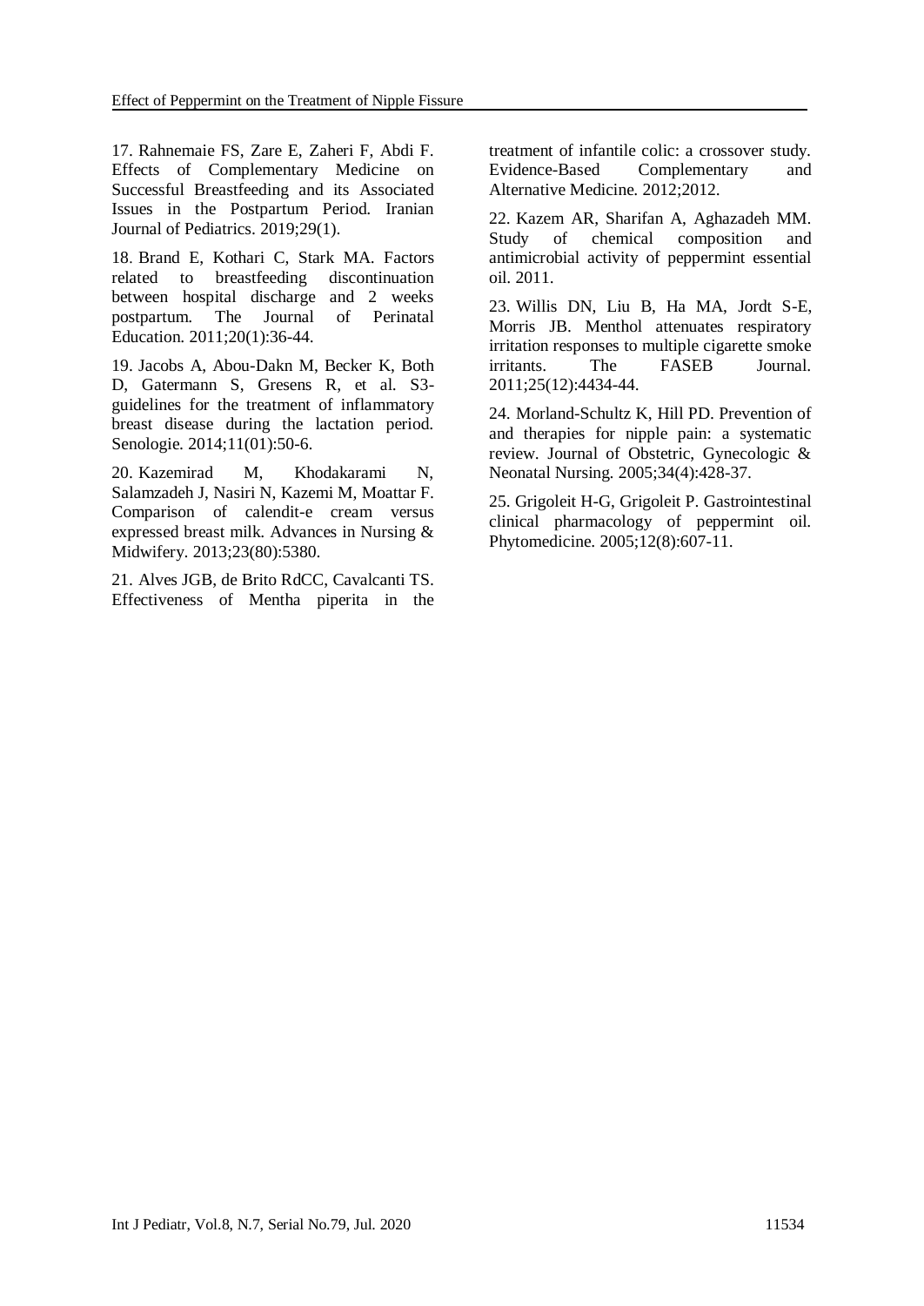17. Rahnemaie FS, Zare E, Zaheri F, Abdi F. Effects of Complementary Medicine on Successful Breastfeeding and its Associated Issues in the Postpartum Period. Iranian Journal of Pediatrics. 2019;29(1).

18. Brand E, Kothari C, Stark MA. Factors related to breastfeeding discontinuation between hospital discharge and 2 weeks postpartum. The Journal of Perinatal Education. 2011;20(1):36-44.

19. Jacobs A, Abou-Dakn M, Becker K, Both D, Gatermann S, Gresens R, et al. S3-guidelines for the treatment of inflammatory breast disease during the lactation period. Senologie. 2014;11(01):50-6.

20. Kazemirad M, Khodakarami N, Salamzadeh J, Nasiri N, Kazemi M, Moattar F. Comparison of calendit-e cream versus expressed breast milk. Advances in Nursing & Midwifery. 2013;23(80):5380.

21. Alves JGB, de Brito RdCC, Cavalcanti TS. Effectiveness of Mentha piperita in the treatment of infantile colic: a crossover study. Evidence-Based Complementary and Alternative Medicine. 2012;2012.

22. Kazem AR, Sharifan A, Aghazadeh MM. Study of chemical composition and antimicrobial activity of peppermint essential oil. 2011.

23. Willis DN, Liu B, Ha MA, Jordt S-E, Morris JB. Menthol attenuates respiratory irritation responses to multiple cigarette smoke irritants. The FASEB Journal. 2011;25(12):4434-44.

24. Morland-Schultz K, Hill PD. Prevention of and therapies for nipple pain: a systematic review. Journal of Obstetric, Gynecologic & Neonatal Nursing. 2005;34(4):428-37.

25. Grigoleit H-G, Grigoleit P. Gastrointestinal clinical pharmacology of peppermint oil. Phytomedicine. 2005;12(8):607-11.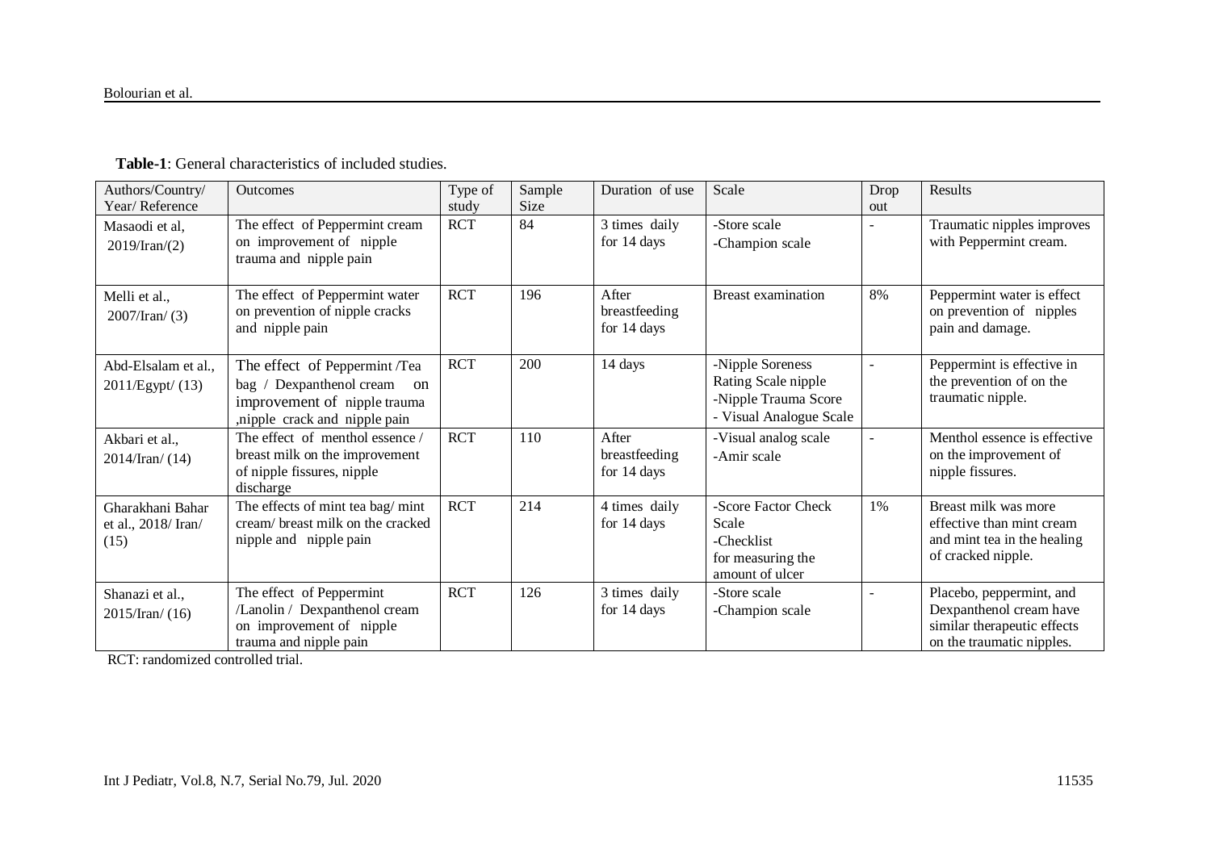**Table-1**: General characteristics of included studies.

| Authors/Country/ Year/ Reference | Outcomes | Type of study | Sample Size | Duration of use | Scale | Drop out | Results |
|---|---|---|---|---|---|---|---|
| Masaodi et al, 2019/Iran/(2) | The effect of Peppermint cream on improvement of nipple trauma and nipple pain | RCT | 84 | 3 times daily for 14 days | -Store scale<br>-Champion scale | - | Traumatic nipples improves with Peppermint cream. |
| Melli et al., 2007/Iran/ (3) | The effect of Peppermint water on prevention of nipple cracks and nipple pain | RCT | 196 | After breastfeeding for 14 days | Breast examination | 8% | Peppermint water is effect on prevention of nipples pain and damage. |
| Abd-Elsalam et al., 2011/Egypt/ (13) | The effect of Peppermint /Tea bag / Dexpanthenol cream on improvement of nipple trauma ,nipple crack and nipple pain | RCT | 200 | 14 days | -Nipple Soreness Rating Scale nipple<br>-Nipple Trauma Score<br>- Visual Analogue Scale | - | Peppermint is effective in the prevention of on the traumatic nipple. |
| Akbari et al., 2014/Iran/ (14) | The effect of menthol essence / breast milk on the improvement of nipple fissures, nipple discharge | RCT | 110 | After breastfeeding for 14 days | -Visual analog scale<br>-Amir scale | - | Menthol essence is effective on the improvement of nipple fissures. |
| Gharakhani Bahar et al., 2018/ Iran/ (15) | The effects of mint tea bag/ mint cream/ breast milk on the cracked nipple and nipple pain | RCT | 214 | 4 times daily for 14 days | -Score Factor Check Scale<br>-Checklist for measuring the amount of ulcer | 1% | Breast milk was more effective than mint cream and mint tea in the healing of cracked nipple. |
| Shanazi et al., 2015/Iran/ (16) | The effect of Peppermint /Lanolin / Dexpanthenol cream on improvement of nipple trauma and nipple pain | RCT | 126 | 3 times daily for 14 days | -Store scale<br>-Champion scale | - | Placebo, peppermint, and Dexpanthenol cream have similar therapeutic effects on the traumatic nipples. |

RCT: randomized controlled trial.